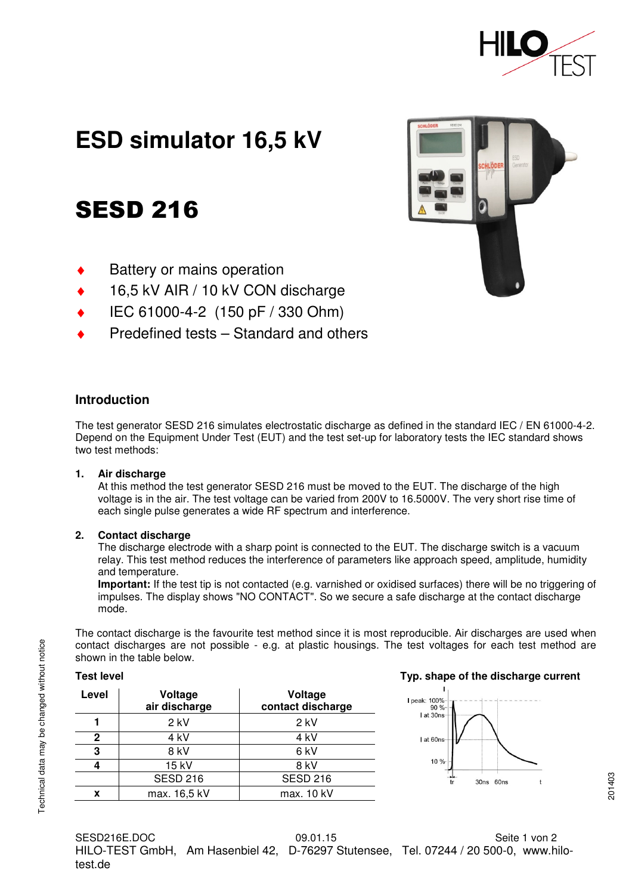# ESD simulator 16,5 kV

# SESD 216

- Battery or mains operation
- 16,5 kV AIR / 10 kV CON discharge
- IEC 61000-4-2 (150 pF / 330 Ohm)
- Predefined tests – Standard and others

## Introduction

The test generator SESD 216 simulates electrostatic discharge as defined in the standard IEC / EN 61000-4-2. Depend on the Equipment Under Test (EUT) and the test set-up for laboratory tests the IEC standard shows two test methods:

1. **Air discharge**
   At this method the test generator SESD 216 must be moved to the EUT. The discharge of the high voltage is in the air. The test voltage can be varied from 200V to 16.5000V. The very short rise time of each single pulse generates a wide RF spectrum and interference.

2. **Contact discharge**
   The discharge electrode with a sharp point is connected to the EUT. The discharge switch is a vacuum relay. This test method reduces the interference of parameters like approach speed, amplitude, humidity and temperature.
   **Important:** If the test tip is not contacted (e.g. varnished or oxidised surfaces) there will be no triggering of impulses. The display shows "NO CONTACT". So we secure a safe discharge at the contact discharge mode.

The contact discharge is the favourite test method since it is most reproducible. Air discharges are used when contact discharges are not possible - e.g. at plastic housings. The test voltages for each test method are shown in the table below.

**Test level**

| Level | Voltage air discharge | Voltage contact discharge |
|---|---|---|
| **1** | 2 kV | 2 kV |
| **2** | 4 kV | 4 kV |
| **3** | 8 kV | 6 kV |
| **4** | 15 kV | 8 kV |
| | SESD 216 | SESD 216 |
| **x** | max. 16,5 kV | max. 10 kV |

**Typ. shape of the discharge current**

Technical data may be changed without notice

201403

SESD216E.DOC 09.01.15

HILO-TEST GmbH, Am Hasenbiel 42, D-76297 Stutensee, Tel. 07244 / 20 500-0, www.hilo-test.de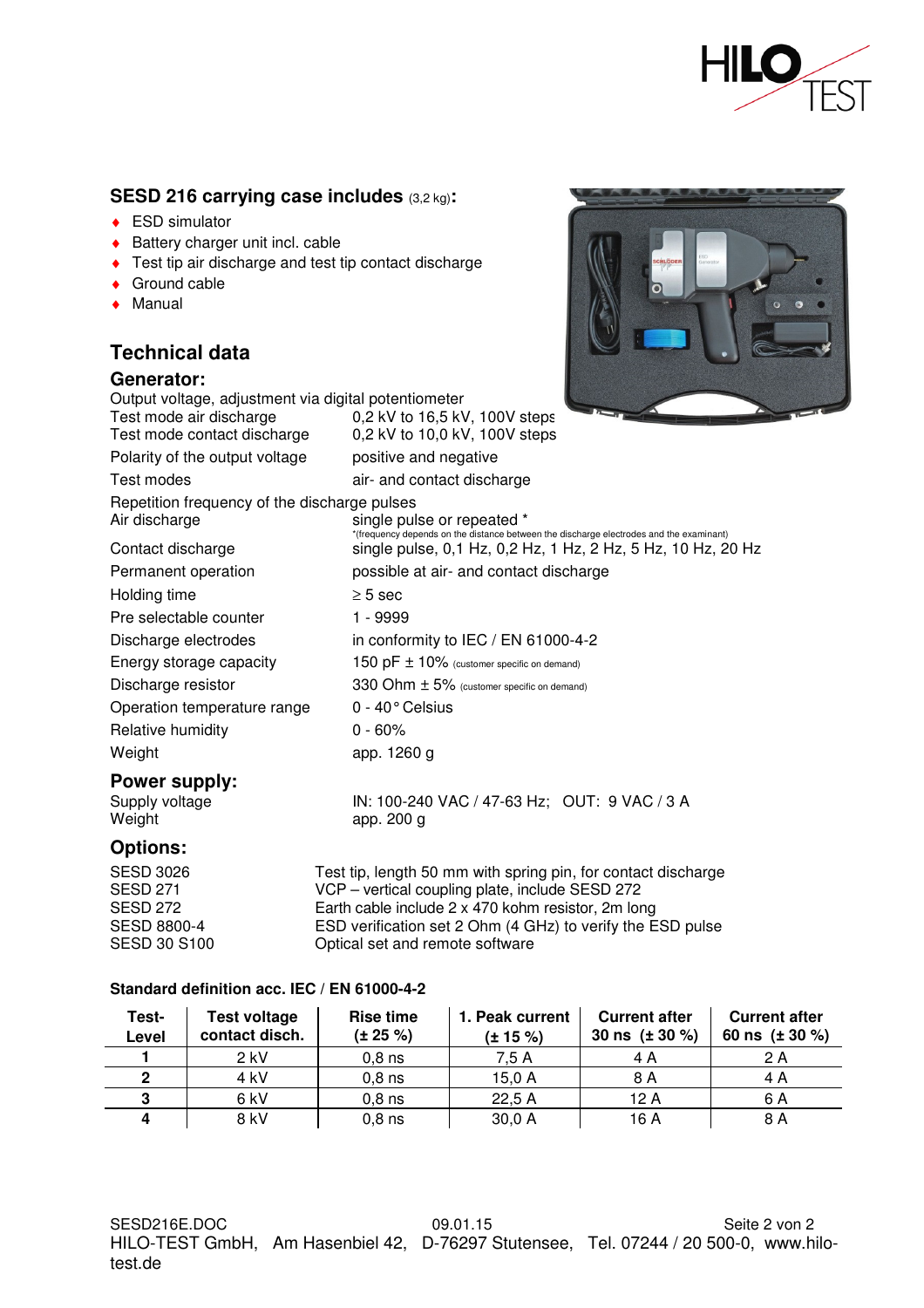## SESD 216 carrying case includes (3,2 kg):

- ESD simulator
- Battery charger unit incl. cable
- Test tip air discharge and test tip contact discharge
- Ground cable
- Manual

## Technical data

### Generator:

| | |
|---|---|
| Output voltage, adjustment via digital potentiometer | |
| Test mode air discharge | 0,2 kV to 16,5 kV, 100V steps |
| Test mode contact discharge | 0,2 kV to 10,0 kV, 100V steps |
| Polarity of the output voltage | positive and negative |
| Test modes | air- and contact discharge |
| Repetition frequency of the discharge pulses | |
| Air discharge | single pulse or repeated * *(frequency depends on the distance between the discharge electrodes and the examinant) |
| Contact discharge | single pulse, 0,1 Hz, 0,2 Hz, 1 Hz, 2 Hz, 5 Hz, 10 Hz, 20 Hz |
| Permanent operation | possible at air- and contact discharge |
| Holding time | ≥ 5 sec |
| Pre selectable counter | 1 - 9999 |
| Discharge electrodes | in conformity to IEC / EN 61000-4-2 |
| Energy storage capacity | 150 pF ± 10% (customer specific on demand) |
| Discharge resistor | 330 Ohm ± 5% (customer specific on demand) |
| Operation temperature range | 0 - 40° Celsius |
| Relative humidity | 0 - 60% |
| Weight | app. 1260 g |

### Power supply:

| | |
|---|---|
| Supply voltage | IN: 100-240 VAC / 47-63 Hz; OUT: 9 VAC / 3 A |
| Weight | app. 200 g |

### Options:

| | |
|---|---|
| SESD 3026 | Test tip, length 50 mm with spring pin, for contact discharge |
| SESD 271 | VCP – vertical coupling plate, include SESD 272 |
| SESD 272 | Earth cable include 2 x 470 kohm resistor, 2m long |
| SESD 8800-4 | ESD verification set 2 Ohm (4 GHz) to verify the ESD pulse |
| SESD 30 S100 | Optical set and remote software |

**Standard definition acc. IEC / EN 61000-4-2**

| Test-Level | Test voltage contact disch. | Rise time (± 25 %) | 1. Peak current (± 15 %) | Current after 30 ns (± 30 %) | Current after 60 ns (± 30 %) |
|---|---|---|---|---|---|
| **1** | 2 kV | 0,8 ns | 7,5 A | 4 A | 2 A |
| **2** | 4 kV | 0,8 ns | 15,0 A | 8 A | 4 A |
| **3** | 6 kV | 0,8 ns | 22,5 A | 12 A | 6 A |
| **4** | 8 kV | 0,8 ns | 30,0 A | 16 A | 8 A |

SESD216E.DOC 09.01.15

HILO-TEST GmbH, Am Hasenbiel 42, D-76297 Stutensee, Tel. 07244 / 20 500-0, www.hilo-test.de